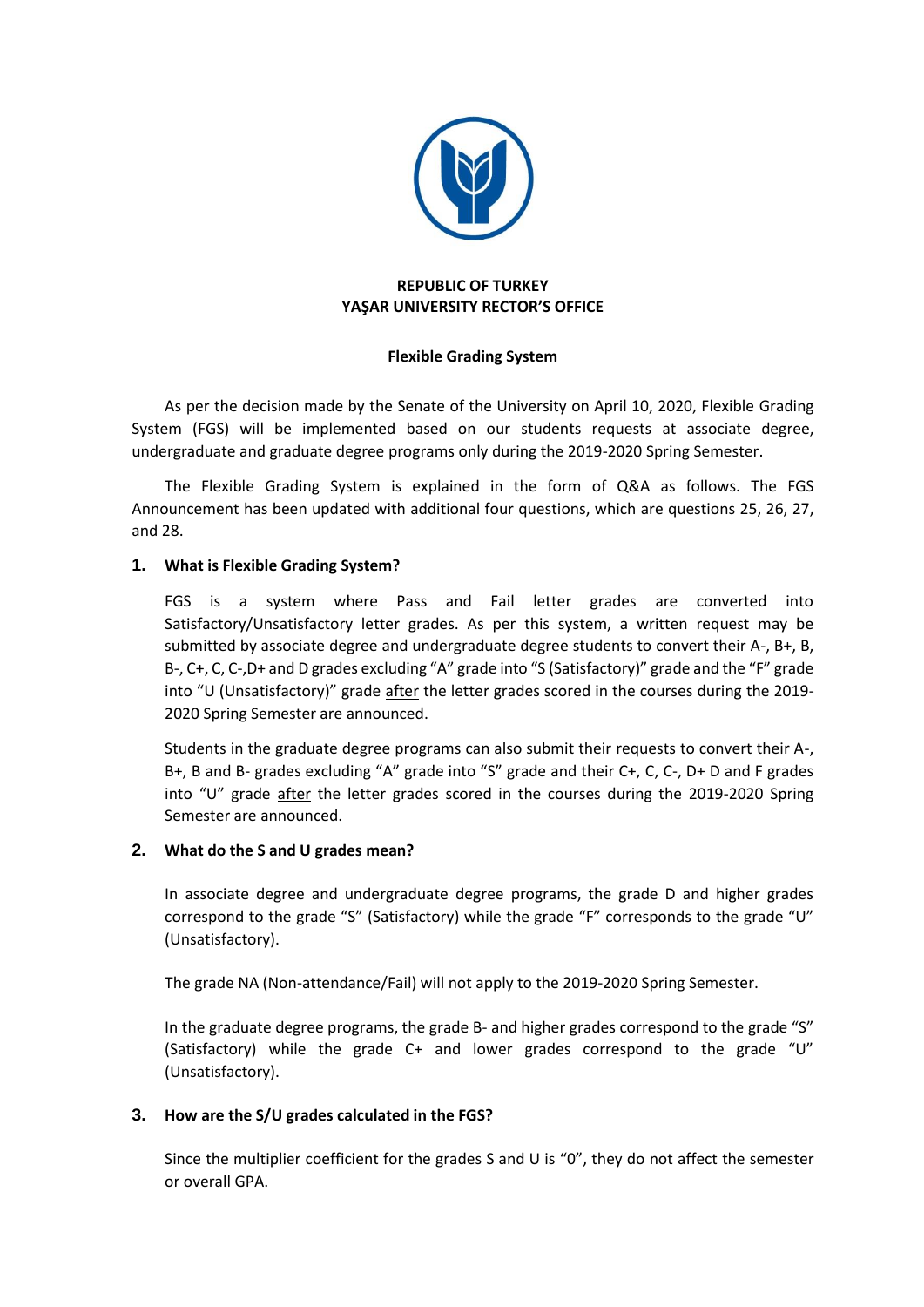**REPUBLIC OF TURKEY**
**YAŞAR UNIVERSITY RECTOR'S OFFICE**

**Flexible Grading System**

As per the decision made by the Senate of the University on April 10, 2020, Flexible Grading System (FGS) will be implemented based on our students requests at associate degree, undergraduate and graduate degree programs only during the 2019-2020 Spring Semester.

The Flexible Grading System is explained in the form of Q&A as follows. The FGS Announcement has been updated with additional four questions, which are questions 25, 26, 27, and 28.

### 1. What is Flexible Grading System?

FGS is a system where Pass and Fail letter grades are converted into Satisfactory/Unsatisfactory letter grades. As per this system, a written request may be submitted by associate degree and undergraduate degree students to convert their A-, B+, B, B-, C+, C, C-,D+ and D grades excluding "A" grade into "S (Satisfactory)" grade and the "F" grade into "U (Unsatisfactory)" grade after the letter grades scored in the courses during the 2019-2020 Spring Semester are announced.

Students in the graduate degree programs can also submit their requests to convert their A-, B+, B and B- grades excluding "A" grade into "S" grade and their C+, C, C-, D+ D and F grades into "U" grade after the letter grades scored in the courses during the 2019-2020 Spring Semester are announced.

### 2. What do the S and U grades mean?

In associate degree and undergraduate degree programs, the grade D and higher grades correspond to the grade "S" (Satisfactory) while the grade "F" corresponds to the grade "U" (Unsatisfactory).

The grade NA (Non-attendance/Fail) will not apply to the 2019-2020 Spring Semester.

In the graduate degree programs, the grade B- and higher grades correspond to the grade "S" (Satisfactory) while the grade C+ and lower grades correspond to the grade "U" (Unsatisfactory).

### 3. How are the S/U grades calculated in the FGS?

Since the multiplier coefficient for the grades S and U is "0", they do not affect the semester or overall GPA.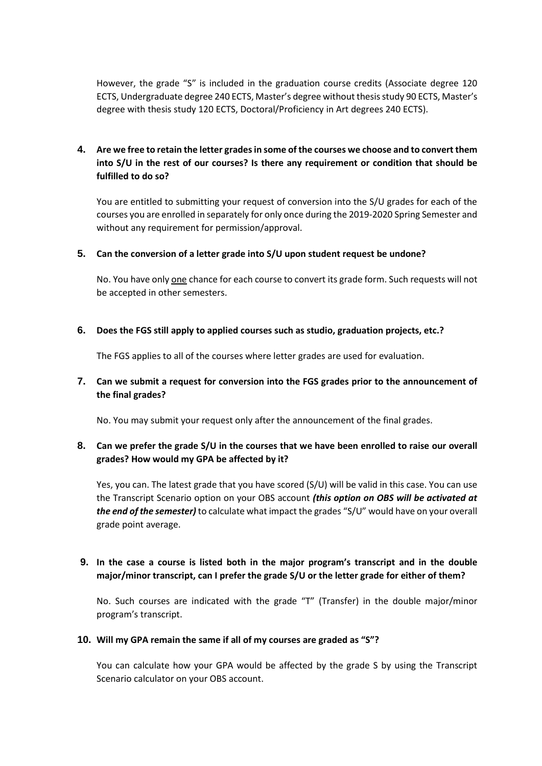However, the grade "S" is included in the graduation course credits (Associate degree 120 ECTS, Undergraduate degree 240 ECTS, Master's degree without thesis study 90 ECTS, Master's degree with thesis study 120 ECTS, Doctoral/Proficiency in Art degrees 240 ECTS).

**4. Are we free to retain the letter grades in some of the courses we choose and to convert them into S/U in the rest of our courses? Is there any requirement or condition that should be fulfilled to do so?**

You are entitled to submitting your request of conversion into the S/U grades for each of the courses you are enrolled in separately for only once during the 2019-2020 Spring Semester and without any requirement for permission/approval.

**5. Can the conversion of a letter grade into S/U upon student request be undone?**

No. You have only <u>one</u> chance for each course to convert its grade form. Such requests will not be accepted in other semesters.

**6. Does the FGS still apply to applied courses such as studio, graduation projects, etc.?**

The FGS applies to all of the courses where letter grades are used for evaluation.

**7. Can we submit a request for conversion into the FGS grades prior to the announcement of the final grades?**

No. You may submit your request only after the announcement of the final grades.

**8. Can we prefer the grade S/U in the courses that we have been enrolled to raise our overall grades? How would my GPA be affected by it?**

Yes, you can. The latest grade that you have scored (S/U) will be valid in this case. You can use the Transcript Scenario option on your OBS account ***(this option on OBS will be activated at the end of the semester)*** to calculate what impact the grades "S/U" would have on your overall grade point average.

**9. In the case a course is listed both in the major program's transcript and in the double major/minor transcript, can I prefer the grade S/U or the letter grade for either of them?**

No. Such courses are indicated with the grade "T" (Transfer) in the double major/minor program's transcript.

**10. Will my GPA remain the same if all of my courses are graded as "S"?**

You can calculate how your GPA would be affected by the grade S by using the Transcript Scenario calculator on your OBS account.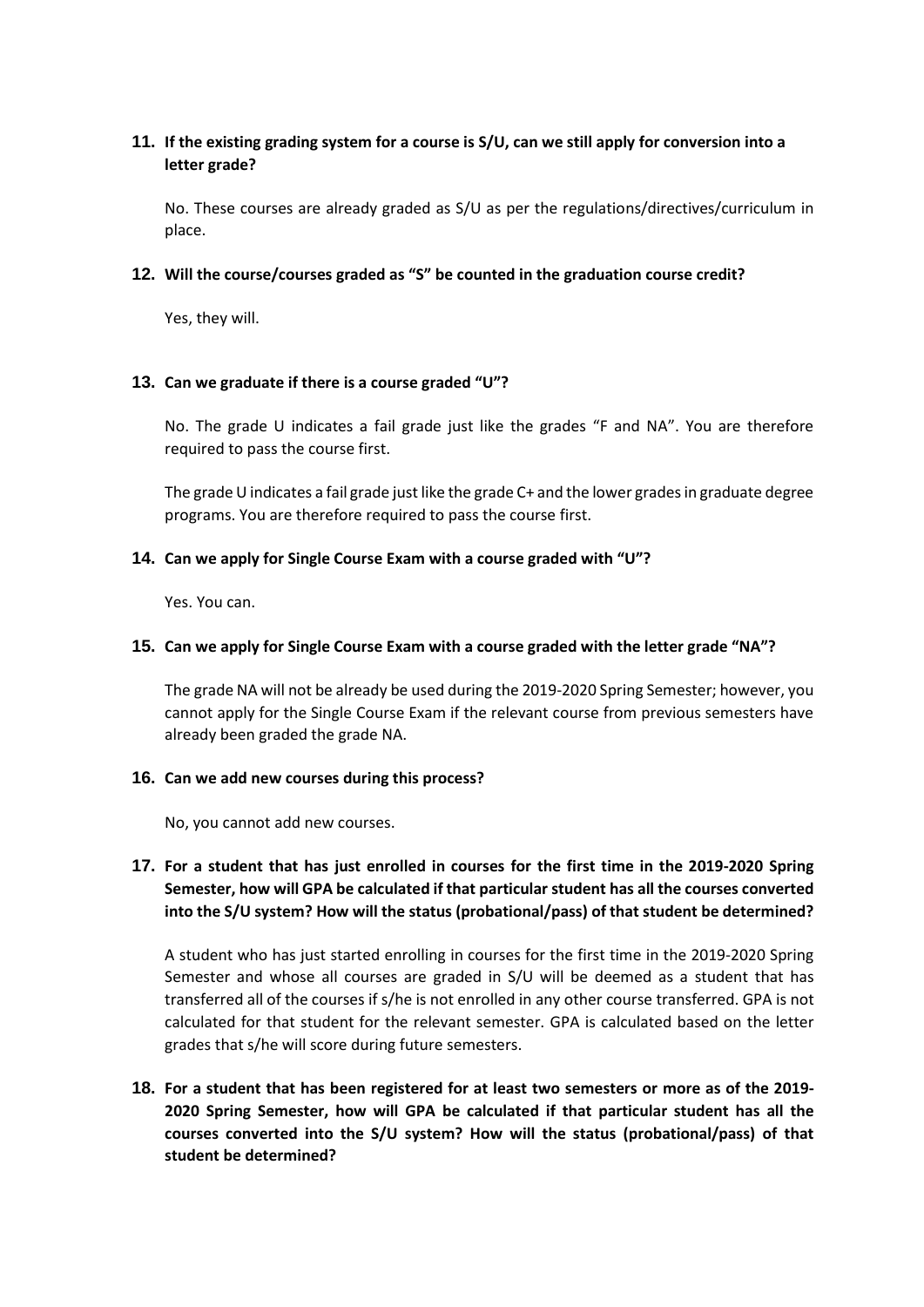**11. If the existing grading system for a course is S/U, can we still apply for conversion into a letter grade?**

No. These courses are already graded as S/U as per the regulations/directives/curriculum in place.

**12. Will the course/courses graded as "S" be counted in the graduation course credit?**

Yes, they will.

**13. Can we graduate if there is a course graded "U"?**

No. The grade U indicates a fail grade just like the grades "F and NA". You are therefore required to pass the course first.

The grade U indicates a fail grade just like the grade C+ and the lower grades in graduate degree programs. You are therefore required to pass the course first.

**14. Can we apply for Single Course Exam with a course graded with "U"?**

Yes. You can.

**15. Can we apply for Single Course Exam with a course graded with the letter grade "NA"?**

The grade NA will not be already be used during the 2019-2020 Spring Semester; however, you cannot apply for the Single Course Exam if the relevant course from previous semesters have already been graded the grade NA.

**16. Can we add new courses during this process?**

No, you cannot add new courses.

**17. For a student that has just enrolled in courses for the first time in the 2019-2020 Spring Semester, how will GPA be calculated if that particular student has all the courses converted into the S/U system? How will the status (probational/pass) of that student be determined?**

A student who has just started enrolling in courses for the first time in the 2019-2020 Spring Semester and whose all courses are graded in S/U will be deemed as a student that has transferred all of the courses if s/he is not enrolled in any other course transferred. GPA is not calculated for that student for the relevant semester. GPA is calculated based on the letter grades that s/he will score during future semesters.

**18. For a student that has been registered for at least two semesters or more as of the 2019-2020 Spring Semester, how will GPA be calculated if that particular student has all the courses converted into the S/U system? How will the status (probational/pass) of that student be determined?**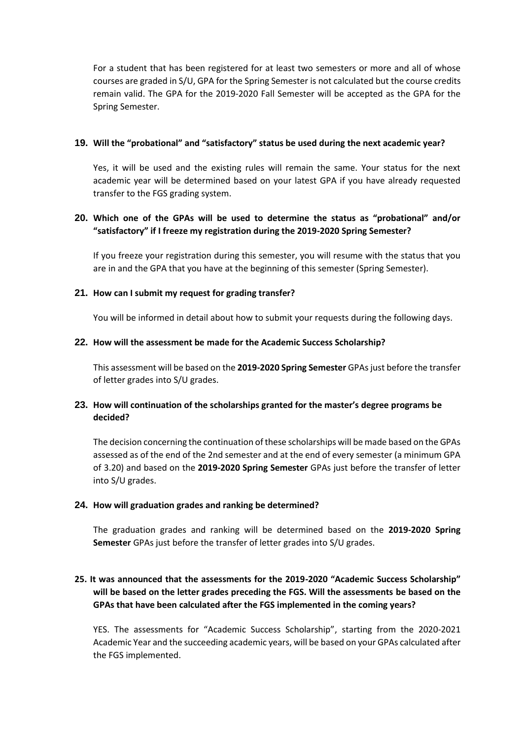For a student that has been registered for at least two semesters or more and all of whose courses are graded in S/U, GPA for the Spring Semester is not calculated but the course credits remain valid. The GPA for the 2019-2020 Fall Semester will be accepted as the GPA for the Spring Semester.

**19. Will the "probational" and "satisfactory" status be used during the next academic year?**

Yes, it will be used and the existing rules will remain the same. Your status for the next academic year will be determined based on your latest GPA if you have already requested transfer to the FGS grading system.

**20. Which one of the GPAs will be used to determine the status as "probational" and/or "satisfactory" if I freeze my registration during the 2019-2020 Spring Semester?**

If you freeze your registration during this semester, you will resume with the status that you are in and the GPA that you have at the beginning of this semester (Spring Semester).

**21. How can I submit my request for grading transfer?**

You will be informed in detail about how to submit your requests during the following days.

**22. How will the assessment be made for the Academic Success Scholarship?**

This assessment will be based on the **2019-2020 Spring Semester** GPAs just before the transfer of letter grades into S/U grades.

**23. How will continuation of the scholarships granted for the master's degree programs be decided?**

The decision concerning the continuation of these scholarships will be made based on the GPAs assessed as of the end of the 2nd semester and at the end of every semester (a minimum GPA of 3.20) and based on the **2019-2020 Spring Semester** GPAs just before the transfer of letter into S/U grades.

**24. How will graduation grades and ranking be determined?**

The graduation grades and ranking will be determined based on the **2019-2020 Spring Semester** GPAs just before the transfer of letter grades into S/U grades.

**25. It was announced that the assessments for the 2019-2020 "Academic Success Scholarship" will be based on the letter grades preceding the FGS. Will the assessments be based on the GPAs that have been calculated after the FGS implemented in the coming years?**

YES. The assessments for "Academic Success Scholarship", starting from the 2020-2021 Academic Year and the succeeding academic years, will be based on your GPAs calculated after the FGS implemented.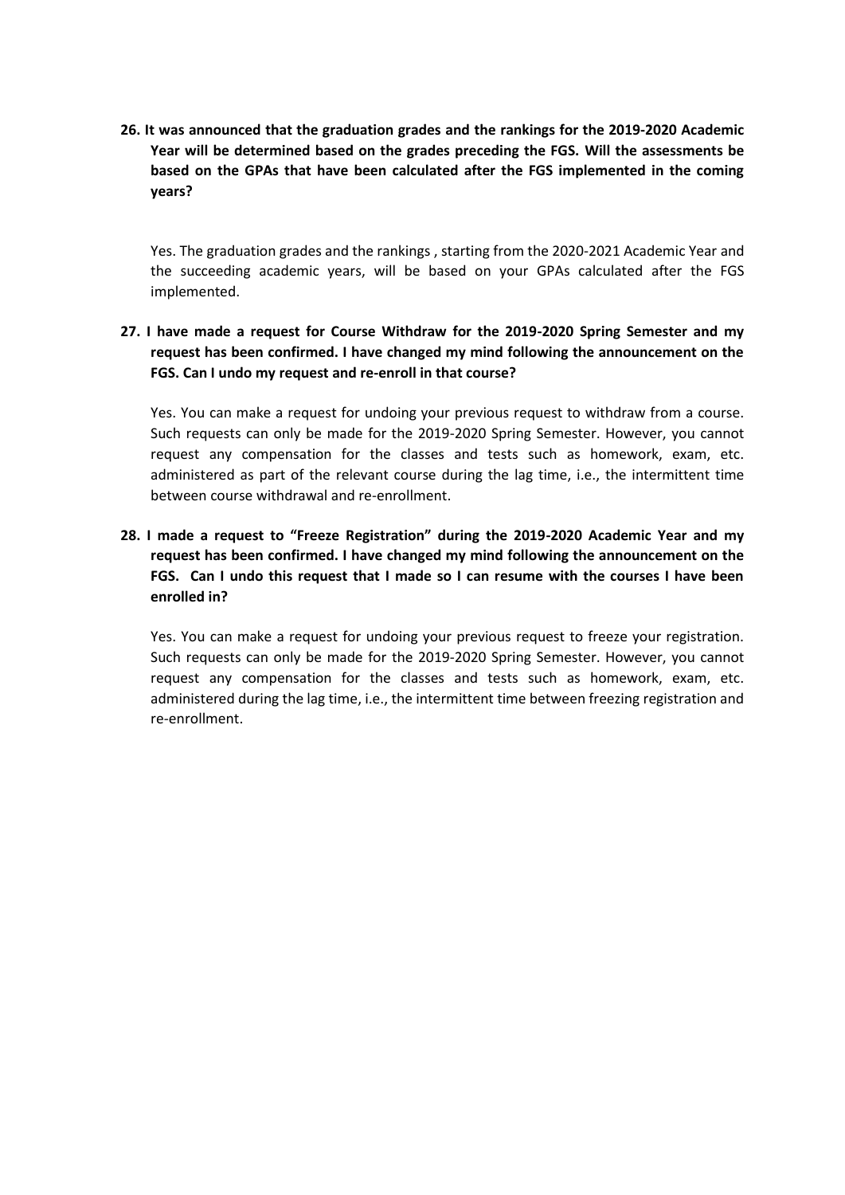**26. It was announced that the graduation grades and the rankings for the 2019-2020 Academic Year will be determined based on the grades preceding the FGS. Will the assessments be based on the GPAs that have been calculated after the FGS implemented in the coming years?**

Yes. The graduation grades and the rankings , starting from the 2020-2021 Academic Year and the succeeding academic years, will be based on your GPAs calculated after the FGS implemented.

**27. I have made a request for Course Withdraw for the 2019-2020 Spring Semester and my request has been confirmed. I have changed my mind following the announcement on the FGS. Can I undo my request and re-enroll in that course?**

Yes. You can make a request for undoing your previous request to withdraw from a course. Such requests can only be made for the 2019-2020 Spring Semester. However, you cannot request any compensation for the classes and tests such as homework, exam, etc. administered as part of the relevant course during the lag time, i.e., the intermittent time between course withdrawal and re-enrollment.

**28. I made a request to "Freeze Registration" during the 2019-2020 Academic Year and my request has been confirmed. I have changed my mind following the announcement on the FGS. Can I undo this request that I made so I can resume with the courses I have been enrolled in?**

Yes. You can make a request for undoing your previous request to freeze your registration. Such requests can only be made for the 2019-2020 Spring Semester. However, you cannot request any compensation for the classes and tests such as homework, exam, etc. administered during the lag time, i.e., the intermittent time between freezing registration and re-enrollment.